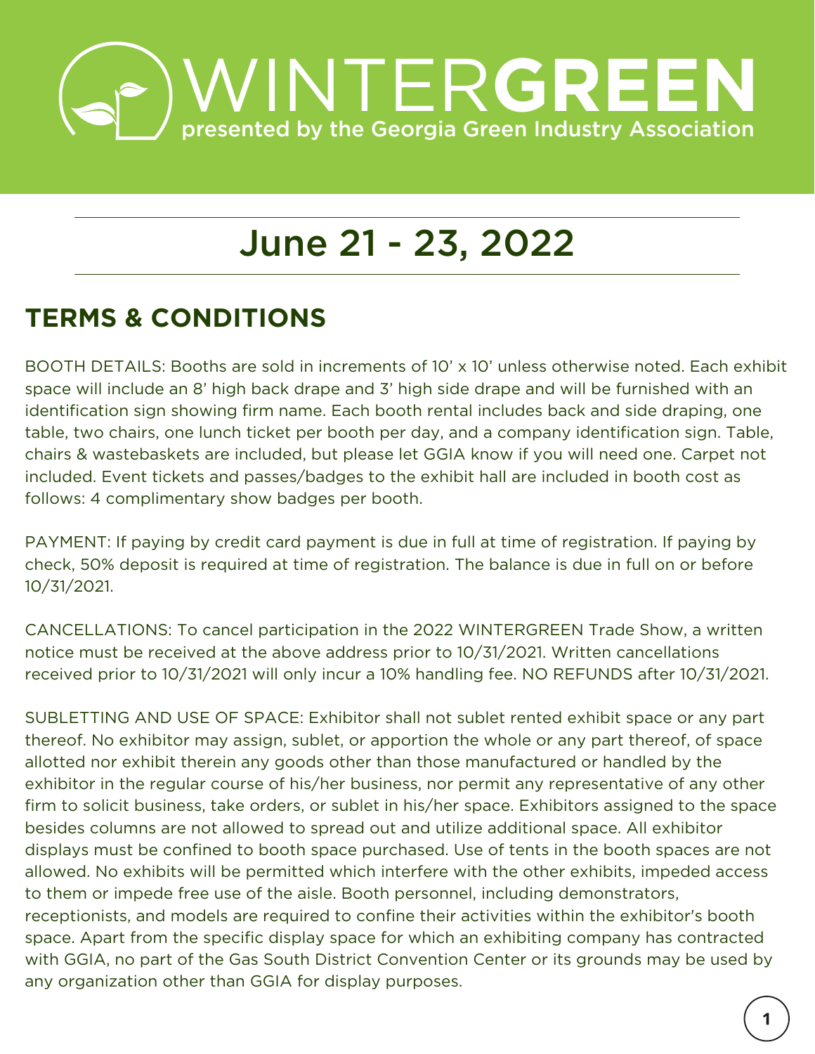# WINTERGREEN

presented by the Georgia Green Industry Association

## June 21 - 23, 2022

## TERMS & CONDITIONS

BOOTH DETAILS: Booths are sold in increments of 10' x 10' unless otherwise noted. Each exhibit space will include an 8' high back drape and 3' high side drape and will be furnished with an identification sign showing firm name. Each booth rental includes back and side draping, one table, two chairs, one lunch ticket per booth per day, and a company identification sign. Table, chairs & wastebaskets are included, but please let GGIA know if you will need one. Carpet not included. Event tickets and passes/badges to the exhibit hall are included in booth cost as follows: 4 complimentary show badges per booth.

PAYMENT: If paying by credit card payment is due in full at time of registration. If paying by check, 50% deposit is required at time of registration. The balance is due in full on or before 10/31/2021.

CANCELLATIONS: To cancel participation in the 2022 WINTERGREEN Trade Show, a written notice must be received at the above address prior to 10/31/2021. Written cancellations received prior to 10/31/2021 will only incur a 10% handling fee. NO REFUNDS after 10/31/2021.

SUBLETTING AND USE OF SPACE: Exhibitor shall not sublet rented exhibit space or any part thereof. No exhibitor may assign, sublet, or apportion the whole or any part thereof, of space allotted nor exhibit therein any goods other than those manufactured or handled by the exhibitor in the regular course of his/her business, nor permit any representative of any other firm to solicit business, take orders, or sublet in his/her space. Exhibitors assigned to the space besides columns are not allowed to spread out and utilize additional space. All exhibitor displays must be confined to booth space purchased. Use of tents in the booth spaces are not allowed. No exhibits will be permitted which interfere with the other exhibits, impeded access to them or impede free use of the aisle. Booth personnel, including demonstrators, receptionists, and models are required to confine their activities within the exhibitor's booth space. Apart from the specific display space for which an exhibiting company has contracted with GGIA, no part of the Gas South District Convention Center or its grounds may be used by any organization other than GGIA for display purposes.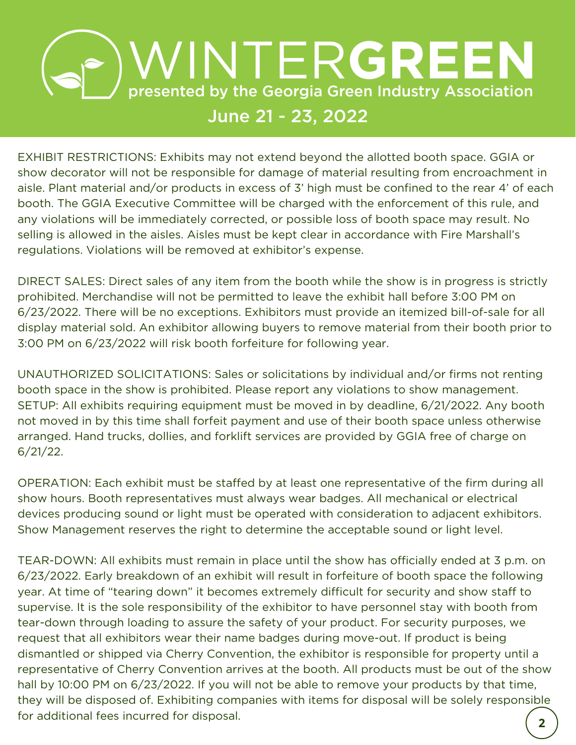# WINTER**GREEN**

presented by the Georgia Green Industry Association

June 21 - 23, 2022

EXHIBIT RESTRICTIONS: Exhibits may not extend beyond the allotted booth space. GGIA or show decorator will not be responsible for damage of material resulting from encroachment in aisle. Plant material and/or products in excess of 3' high must be confined to the rear 4' of each booth. The GGIA Executive Committee will be charged with the enforcement of this rule, and any violations will be immediately corrected, or possible loss of booth space may result. No selling is allowed in the aisles. Aisles must be kept clear in accordance with Fire Marshall's regulations. Violations will be removed at exhibitor's expense.

DIRECT SALES: Direct sales of any item from the booth while the show is in progress is strictly prohibited. Merchandise will not be permitted to leave the exhibit hall before 3:00 PM on 6/23/2022. There will be no exceptions. Exhibitors must provide an itemized bill-of-sale for all display material sold. An exhibitor allowing buyers to remove material from their booth prior to 3:00 PM on 6/23/2022 will risk booth forfeiture for following year.

UNAUTHORIZED SOLICITATIONS: Sales or solicitations by individual and/or firms not renting booth space in the show is prohibited. Please report any violations to show management.
SETUP: All exhibits requiring equipment must be moved in by deadline, 6/21/2022. Any booth not moved in by this time shall forfeit payment and use of their booth space unless otherwise arranged. Hand trucks, dollies, and forklift services are provided by GGIA free of charge on 6/21/22.

OPERATION: Each exhibit must be staffed by at least one representative of the firm during all show hours. Booth representatives must always wear badges. All mechanical or electrical devices producing sound or light must be operated with consideration to adjacent exhibitors. Show Management reserves the right to determine the acceptable sound or light level.

TEAR-DOWN: All exhibits must remain in place until the show has officially ended at 3 p.m. on 6/23/2022. Early breakdown of an exhibit will result in forfeiture of booth space the following year. At time of "tearing down" it becomes extremely difficult for security and show staff to supervise. It is the sole responsibility of the exhibitor to have personnel stay with booth from tear-down through loading to assure the safety of your product. For security purposes, we request that all exhibitors wear their name badges during move-out. If product is being dismantled or shipped via Cherry Convention, the exhibitor is responsible for property until a representative of Cherry Convention arrives at the booth. All products must be out of the show hall by 10:00 PM on 6/23/2022. If you will not be able to remove your products by that time, they will be disposed of. Exhibiting companies with items for disposal will be solely responsible for additional fees incurred for disposal.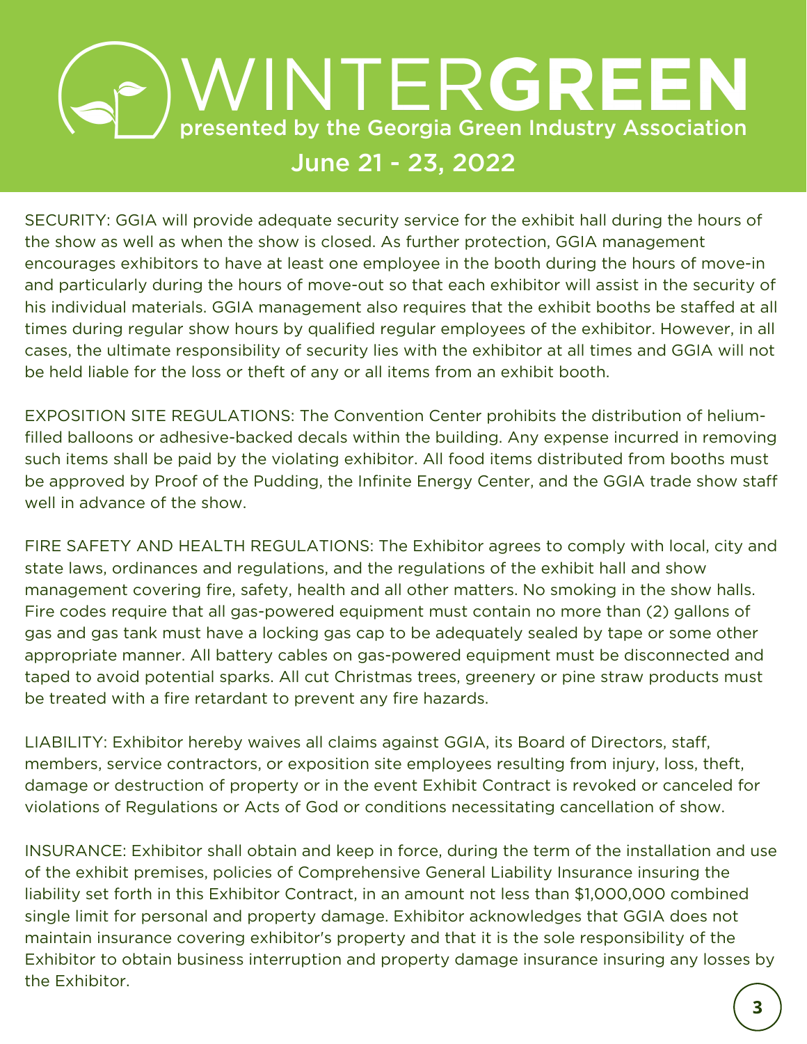# WINTER**GREEN**

presented by the Georgia Green Industry Association

June 21 - 23, 2022

SECURITY: GGIA will provide adequate security service for the exhibit hall during the hours of the show as well as when the show is closed. As further protection, GGIA management encourages exhibitors to have at least one employee in the booth during the hours of move-in and particularly during the hours of move-out so that each exhibitor will assist in the security of his individual materials. GGIA management also requires that the exhibit booths be staffed at all times during regular show hours by qualified regular employees of the exhibitor. However, in all cases, the ultimate responsibility of security lies with the exhibitor at all times and GGIA will not be held liable for the loss or theft of any or all items from an exhibit booth.

EXPOSITION SITE REGULATIONS: The Convention Center prohibits the distribution of helium-filled balloons or adhesive-backed decals within the building. Any expense incurred in removing such items shall be paid by the violating exhibitor. All food items distributed from booths must be approved by Proof of the Pudding, the Infinite Energy Center, and the GGIA trade show staff well in advance of the show.

FIRE SAFETY AND HEALTH REGULATIONS: The Exhibitor agrees to comply with local, city and state laws, ordinances and regulations, and the regulations of the exhibit hall and show management covering fire, safety, health and all other matters. No smoking in the show halls. Fire codes require that all gas-powered equipment must contain no more than (2) gallons of gas and gas tank must have a locking gas cap to be adequately sealed by tape or some other appropriate manner. All battery cables on gas-powered equipment must be disconnected and taped to avoid potential sparks. All cut Christmas trees, greenery or pine straw products must be treated with a fire retardant to prevent any fire hazards.

LIABILITY: Exhibitor hereby waives all claims against GGIA, its Board of Directors, staff, members, service contractors, or exposition site employees resulting from injury, loss, theft, damage or destruction of property or in the event Exhibit Contract is revoked or canceled for violations of Regulations or Acts of God or conditions necessitating cancellation of show.

INSURANCE: Exhibitor shall obtain and keep in force, during the term of the installation and use of the exhibit premises, policies of Comprehensive General Liability Insurance insuring the liability set forth in this Exhibitor Contract, in an amount not less than $1,000,000 combined single limit for personal and property damage. Exhibitor acknowledges that GGIA does not maintain insurance covering exhibitor's property and that it is the sole responsibility of the Exhibitor to obtain business interruption and property damage insurance insuring any losses by the Exhibitor.